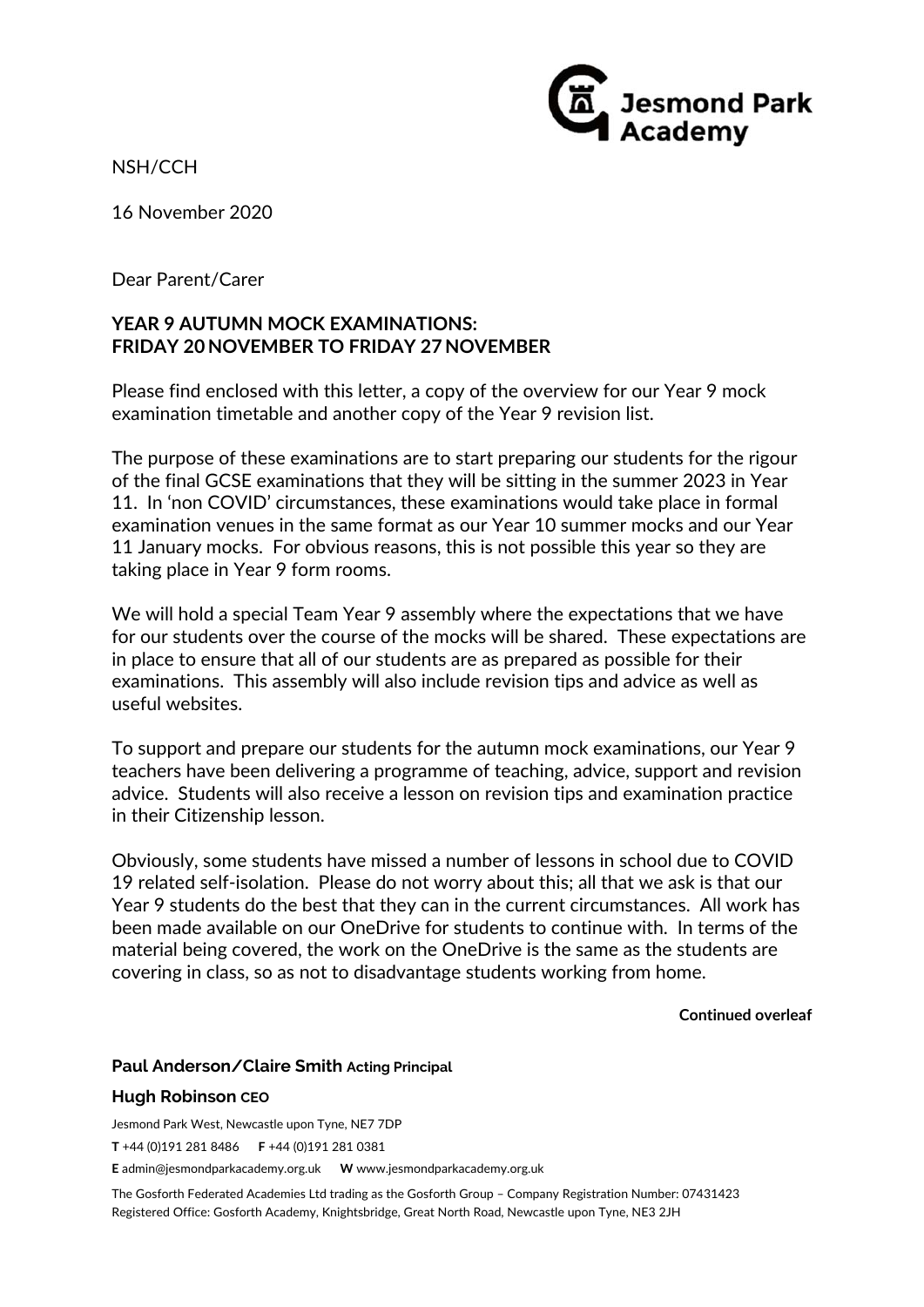Jesmond Park Academy

NSH/CCH

16 November 2020

Dear Parent/Carer

**YEAR 9 AUTUMN MOCK EXAMINATIONS:**
**FRIDAY 20 NOVEMBER TO FRIDAY 27 NOVEMBER**

Please find enclosed with this letter, a copy of the overview for our Year 9 mock examination timetable and another copy of the Year 9 revision list.

The purpose of these examinations are to start preparing our students for the rigour of the final GCSE examinations that they will be sitting in the summer 2023 in Year 11. In 'non COVID' circumstances, these examinations would take place in formal examination venues in the same format as our Year 10 summer mocks and our Year 11 January mocks. For obvious reasons, this is not possible this year so they are taking place in Year 9 form rooms.

We will hold a special Team Year 9 assembly where the expectations that we have for our students over the course of the mocks will be shared. These expectations are in place to ensure that all of our students are as prepared as possible for their examinations. This assembly will also include revision tips and advice as well as useful websites.

To support and prepare our students for the autumn mock examinations, our Year 9 teachers have been delivering a programme of teaching, advice, support and revision advice. Students will also receive a lesson on revision tips and examination practice in their Citizenship lesson.

Obviously, some students have missed a number of lessons in school due to COVID 19 related self-isolation. Please do not worry about this; all that we ask is that our Year 9 students do the best that they can in the current circumstances. All work has been made available on our OneDrive for students to continue with. In terms of the material being covered, the work on the OneDrive is the same as the students are covering in class, so as not to disadvantage students working from home.

**Continued overleaf**

**Paul Anderson/Claire Smith Acting Principal**

**Hugh Robinson CEO**

Jesmond Park West, Newcastle upon Tyne, NE7 7DP

**T** +44 (0)191 281 8486 **F** +44 (0)191 281 0381

**E** admin@jesmondparkacademy.org.uk **W** www.jesmondparkacademy.org.uk

The Gosforth Federated Academies Ltd trading as the Gosforth Group – Company Registration Number: 07431423
Registered Office: Gosforth Academy, Knightsbridge, Great North Road, Newcastle upon Tyne, NE3 2JH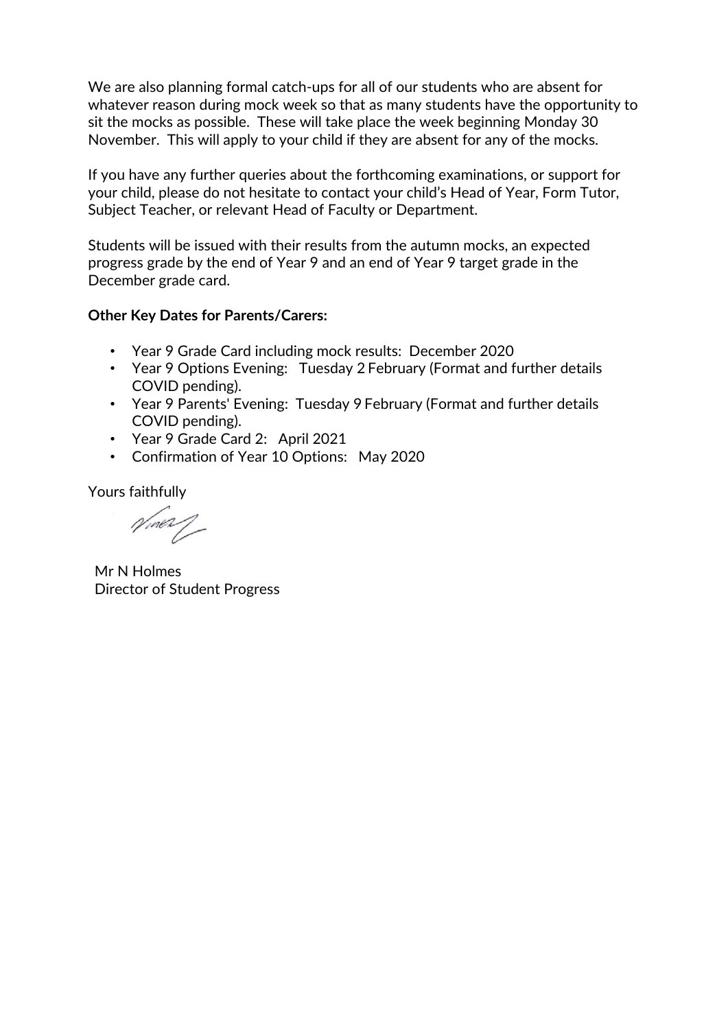We are also planning formal catch-ups for all of our students who are absent for whatever reason during mock week so that as many students have the opportunity to sit the mocks as possible. These will take place the week beginning Monday 30 November. This will apply to your child if they are absent for any of the mocks.

If you have any further queries about the forthcoming examinations, or support for your child, please do not hesitate to contact your child's Head of Year, Form Tutor, Subject Teacher, or relevant Head of Faculty or Department.

Students will be issued with their results from the autumn mocks, an expected progress grade by the end of Year 9 and an end of Year 9 target grade in the December grade card.

**Other Key Dates for Parents/Carers:**

- Year 9 Grade Card including mock results: December 2020
- Year 9 Options Evening: Tuesday 2 February (Format and further details COVID pending).
- Year 9 Parents' Evening: Tuesday 9 February (Format and further details COVID pending).
- Year 9 Grade Card 2: April 2021
- Confirmation of Year 10 Options: May 2020

Yours faithfully

Mr N Holmes
Director of Student Progress